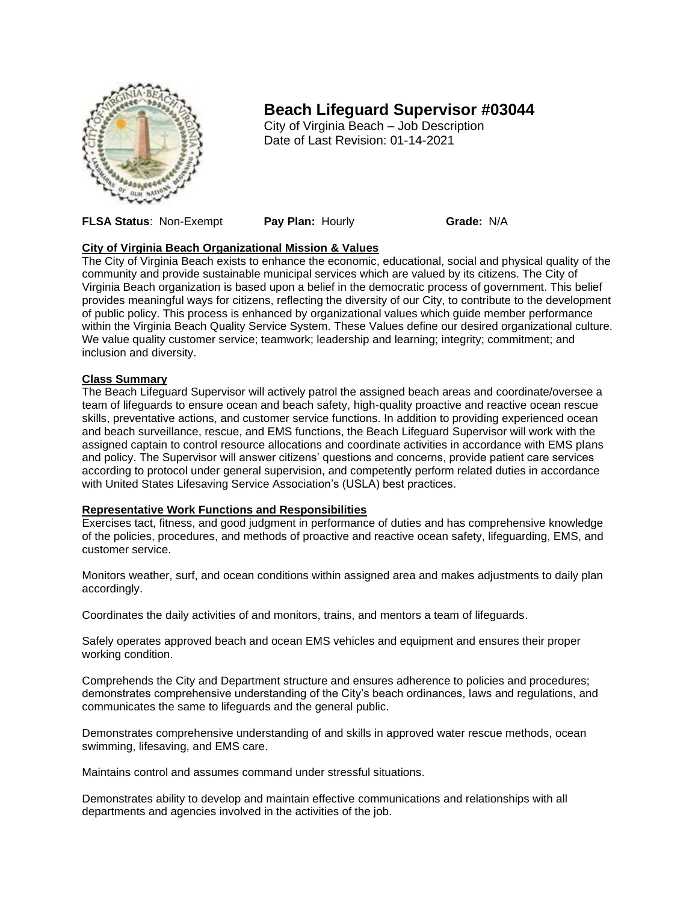# Beach Lifeguard Supervisor #03044

City of Virginia Beach – Job Description
Date of Last Revision: 01-14-2021

**FLSA Status**: Non-Exempt **Pay Plan:** Hourly **Grade:** N/A

## City of Virginia Beach Organizational Mission & Values

The City of Virginia Beach exists to enhance the economic, educational, social and physical quality of the community and provide sustainable municipal services which are valued by its citizens. The City of Virginia Beach organization is based upon a belief in the democratic process of government. This belief provides meaningful ways for citizens, reflecting the diversity of our City, to contribute to the development of public policy. This process is enhanced by organizational values which guide member performance within the Virginia Beach Quality Service System. These Values define our desired organizational culture. We value quality customer service; teamwork; leadership and learning; integrity; commitment; and inclusion and diversity.

## Class Summary

The Beach Lifeguard Supervisor will actively patrol the assigned beach areas and coordinate/oversee a team of lifeguards to ensure ocean and beach safety, high-quality proactive and reactive ocean rescue skills, preventative actions, and customer service functions. In addition to providing experienced ocean and beach surveillance, rescue, and EMS functions, the Beach Lifeguard Supervisor will work with the assigned captain to control resource allocations and coordinate activities in accordance with EMS plans and policy. The Supervisor will answer citizens' questions and concerns, provide patient care services according to protocol under general supervision, and competently perform related duties in accordance with United States Lifesaving Service Association's (USLA) best practices.

## Representative Work Functions and Responsibilities

Exercises tact, fitness, and good judgment in performance of duties and has comprehensive knowledge of the policies, procedures, and methods of proactive and reactive ocean safety, lifeguarding, EMS, and customer service.

Monitors weather, surf, and ocean conditions within assigned area and makes adjustments to daily plan accordingly.

Coordinates the daily activities of and monitors, trains, and mentors a team of lifeguards.

Safely operates approved beach and ocean EMS vehicles and equipment and ensures their proper working condition.

Comprehends the City and Department structure and ensures adherence to policies and procedures; demonstrates comprehensive understanding of the City's beach ordinances, laws and regulations, and communicates the same to lifeguards and the general public.

Demonstrates comprehensive understanding of and skills in approved water rescue methods, ocean swimming, lifesaving, and EMS care.

Maintains control and assumes command under stressful situations.

Demonstrates ability to develop and maintain effective communications and relationships with all departments and agencies involved in the activities of the job.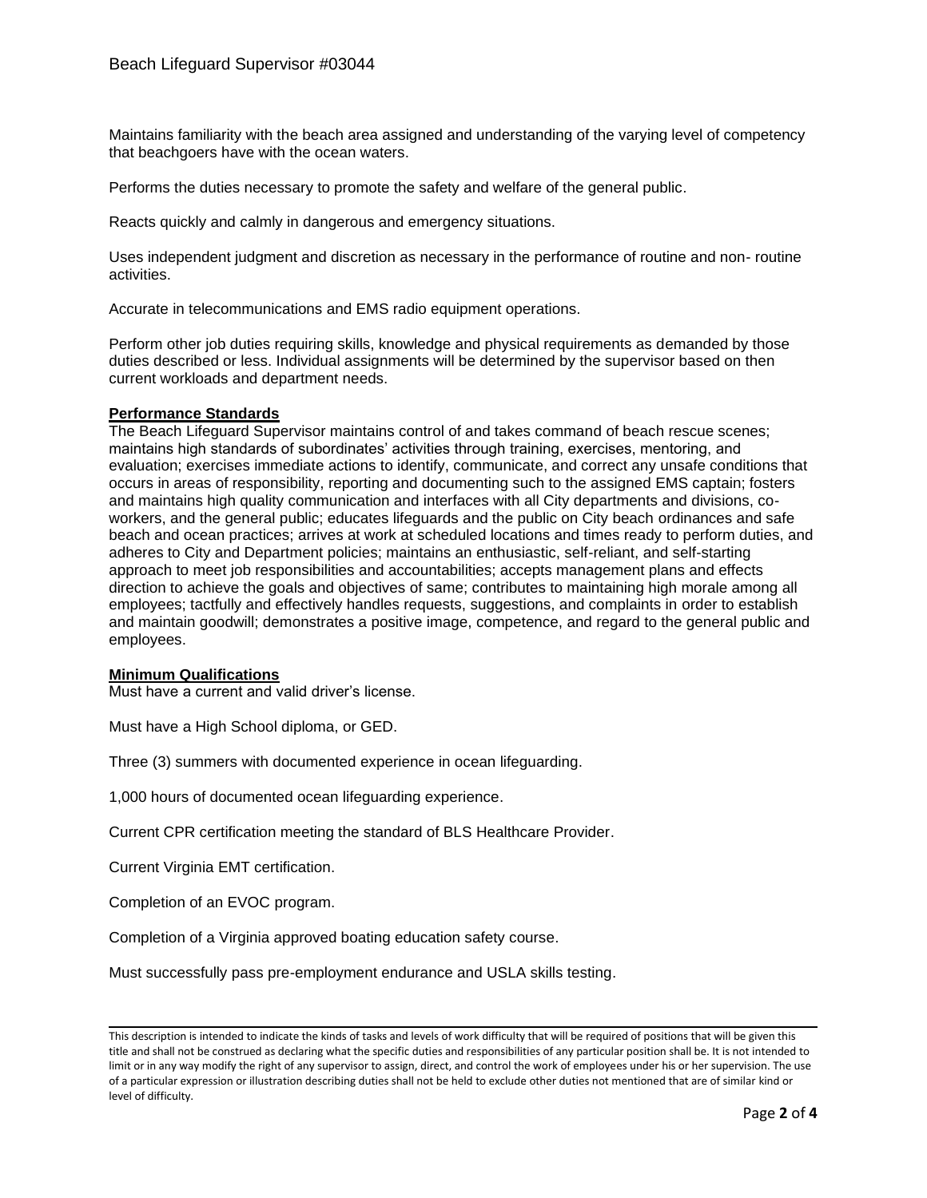Maintains familiarity with the beach area assigned and understanding of the varying level of competency that beachgoers have with the ocean waters.

Performs the duties necessary to promote the safety and welfare of the general public.

Reacts quickly and calmly in dangerous and emergency situations.

Uses independent judgment and discretion as necessary in the performance of routine and non- routine activities.

Accurate in telecommunications and EMS radio equipment operations.

Perform other job duties requiring skills, knowledge and physical requirements as demanded by those duties described or less. Individual assignments will be determined by the supervisor based on then current workloads and department needs.

**Performance Standards**

The Beach Lifeguard Supervisor maintains control of and takes command of beach rescue scenes; maintains high standards of subordinates' activities through training, exercises, mentoring, and evaluation; exercises immediate actions to identify, communicate, and correct any unsafe conditions that occurs in areas of responsibility, reporting and documenting such to the assigned EMS captain; fosters and maintains high quality communication and interfaces with all City departments and divisions, co-workers, and the general public; educates lifeguards and the public on City beach ordinances and safe beach and ocean practices; arrives at work at scheduled locations and times ready to perform duties, and adheres to City and Department policies; maintains an enthusiastic, self-reliant, and self-starting approach to meet job responsibilities and accountabilities; accepts management plans and effects direction to achieve the goals and objectives of same; contributes to maintaining high morale among all employees; tactfully and effectively handles requests, suggestions, and complaints in order to establish and maintain goodwill; demonstrates a positive image, competence, and regard to the general public and employees.

**Minimum Qualifications**

Must have a current and valid driver's license.

Must have a High School diploma, or GED.

Three (3) summers with documented experience in ocean lifeguarding.

1,000 hours of documented ocean lifeguarding experience.

Current CPR certification meeting the standard of BLS Healthcare Provider.

Current Virginia EMT certification.

Completion of an EVOC program.

Completion of a Virginia approved boating education safety course.

Must successfully pass pre-employment endurance and USLA skills testing.

This description is intended to indicate the kinds of tasks and levels of work difficulty that will be required of positions that will be given this title and shall not be construed as declaring what the specific duties and responsibilities of any particular position shall be. It is not intended to limit or in any way modify the right of any supervisor to assign, direct, and control the work of employees under his or her supervision. The use of a particular expression or illustration describing duties shall not be held to exclude other duties not mentioned that are of similar kind or level of difficulty.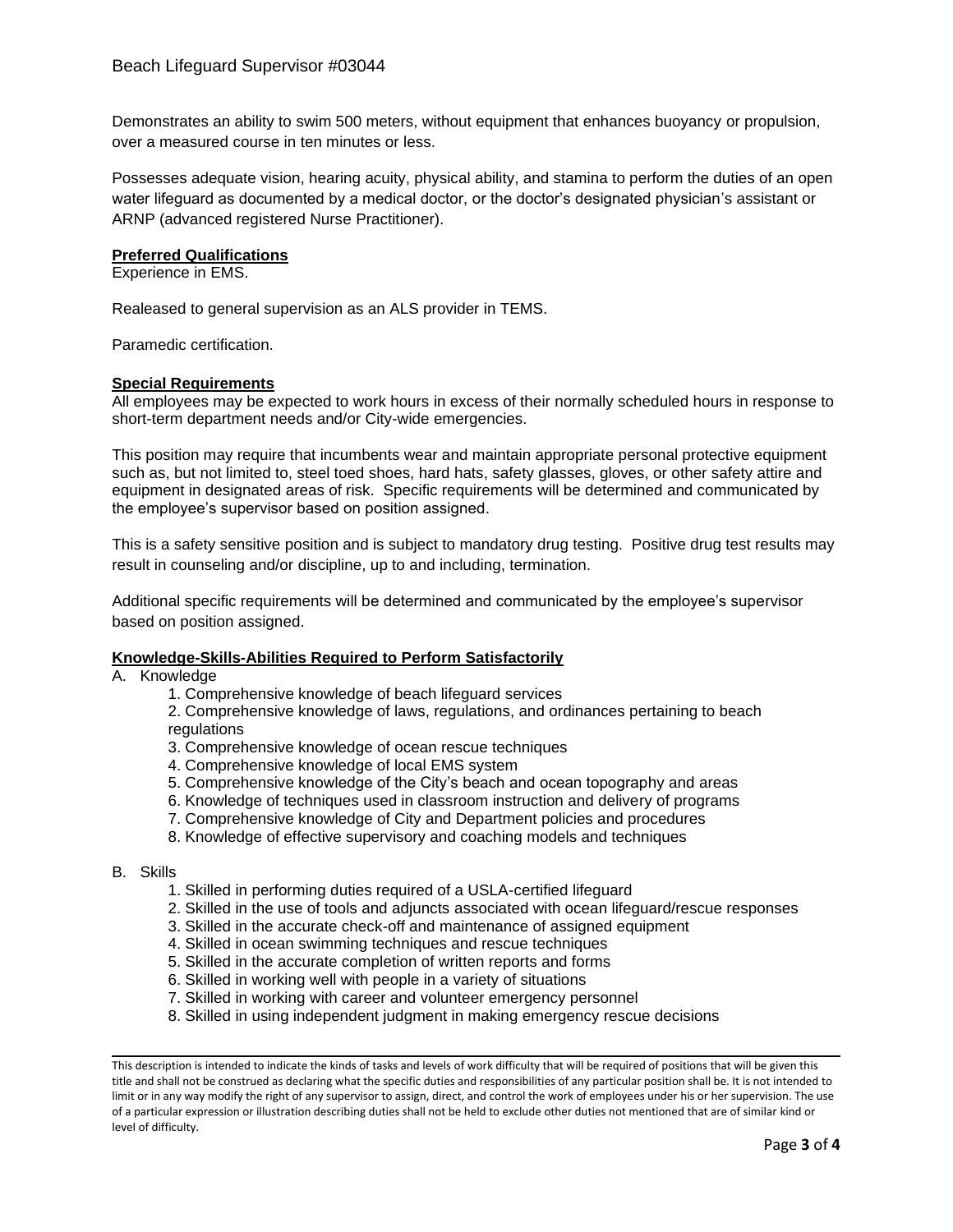Demonstrates an ability to swim 500 meters, without equipment that enhances buoyancy or propulsion, over a measured course in ten minutes or less.

Possesses adequate vision, hearing acuity, physical ability, and stamina to perform the duties of an open water lifeguard as documented by a medical doctor, or the doctor's designated physician's assistant or ARNP (advanced registered Nurse Practitioner).

**Preferred Qualifications**

Experience in EMS.

Realeased to general supervision as an ALS provider in TEMS.

Paramedic certification.

**Special Requirements**

All employees may be expected to work hours in excess of their normally scheduled hours in response to short-term department needs and/or City-wide emergencies.

This position may require that incumbents wear and maintain appropriate personal protective equipment such as, but not limited to, steel toed shoes, hard hats, safety glasses, gloves, or other safety attire and equipment in designated areas of risk. Specific requirements will be determined and communicated by the employee's supervisor based on position assigned.

This is a safety sensitive position and is subject to mandatory drug testing. Positive drug test results may result in counseling and/or discipline, up to and including, termination.

Additional specific requirements will be determined and communicated by the employee's supervisor based on position assigned.

**Knowledge-Skills-Abilities Required to Perform Satisfactorily**

A. Knowledge

1. Comprehensive knowledge of beach lifeguard services
2. Comprehensive knowledge of laws, regulations, and ordinances pertaining to beach regulations
3. Comprehensive knowledge of ocean rescue techniques
4. Comprehensive knowledge of local EMS system
5. Comprehensive knowledge of the City's beach and ocean topography and areas
6. Knowledge of techniques used in classroom instruction and delivery of programs
7. Comprehensive knowledge of City and Department policies and procedures
8. Knowledge of effective supervisory and coaching models and techniques

B. Skills

1. Skilled in performing duties required of a USLA-certified lifeguard
2. Skilled in the use of tools and adjuncts associated with ocean lifeguard/rescue responses
3. Skilled in the accurate check-off and maintenance of assigned equipment
4. Skilled in ocean swimming techniques and rescue techniques
5. Skilled in the accurate completion of written reports and forms
6. Skilled in working well with people in a variety of situations
7. Skilled in working with career and volunteer emergency personnel
8. Skilled in using independent judgment in making emergency rescue decisions

This description is intended to indicate the kinds of tasks and levels of work difficulty that will be required of positions that will be given this title and shall not be construed as declaring what the specific duties and responsibilities of any particular position shall be. It is not intended to limit or in any way modify the right of any supervisor to assign, direct, and control the work of employees under his or her supervision. The use of a particular expression or illustration describing duties shall not be held to exclude other duties not mentioned that are of similar kind or level of difficulty.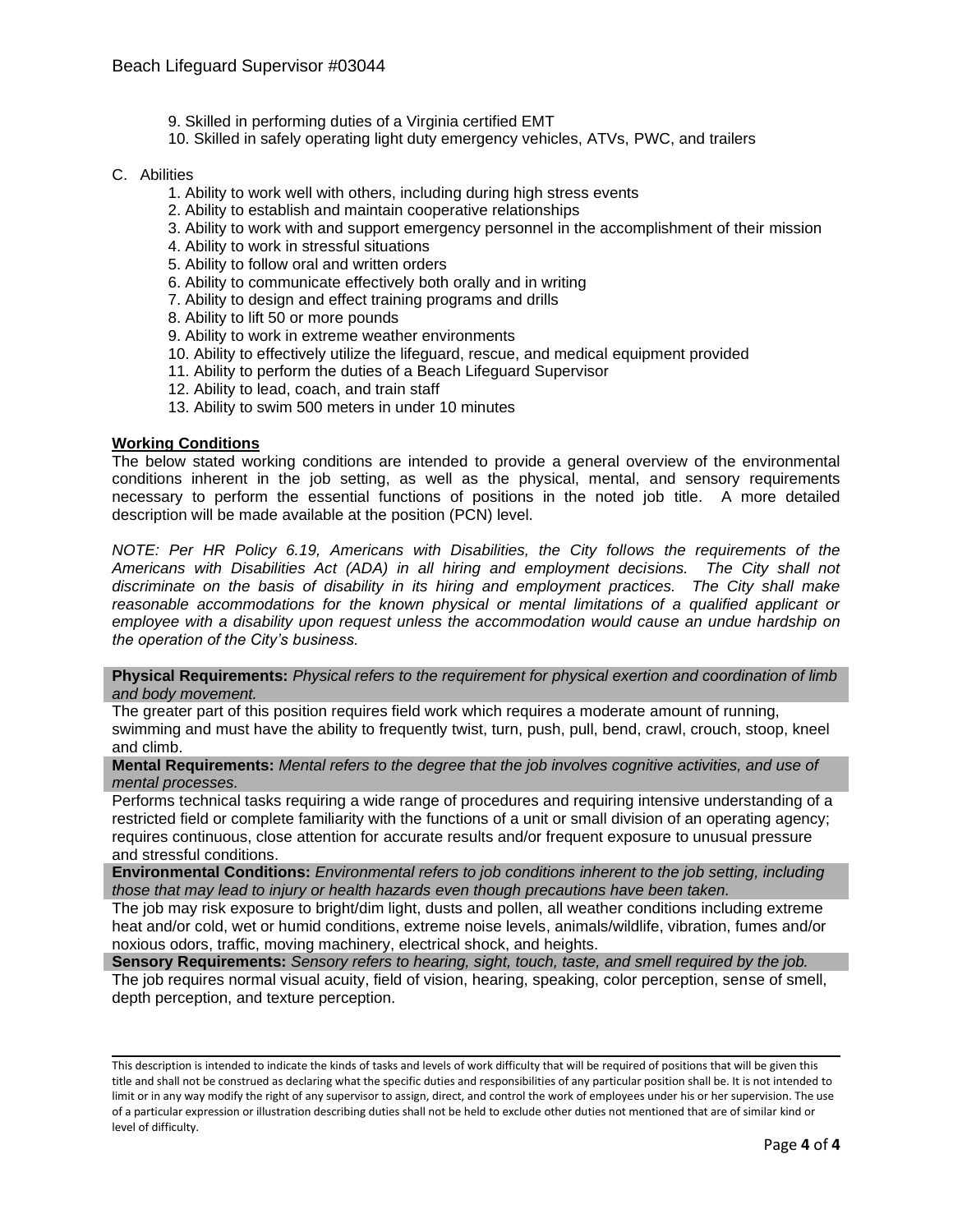9. Skilled in performing duties of a Virginia certified EMT
10. Skilled in safely operating light duty emergency vehicles, ATVs, PWC, and trailers

C. Abilities

1. Ability to work well with others, including during high stress events
2. Ability to establish and maintain cooperative relationships
3. Ability to work with and support emergency personnel in the accomplishment of their mission
4. Ability to work in stressful situations
5. Ability to follow oral and written orders
6. Ability to communicate effectively both orally and in writing
7. Ability to design and effect training programs and drills
8. Ability to lift 50 or more pounds
9. Ability to work in extreme weather environments
10. Ability to effectively utilize the lifeguard, rescue, and medical equipment provided
11. Ability to perform the duties of a Beach Lifeguard Supervisor
12. Ability to lead, coach, and train staff
13. Ability to swim 500 meters in under 10 minutes

## Working Conditions

The below stated working conditions are intended to provide a general overview of the environmental conditions inherent in the job setting, as well as the physical, mental, and sensory requirements necessary to perform the essential functions of positions in the noted job title. A more detailed description will be made available at the position (PCN) level.

*NOTE: Per HR Policy 6.19, Americans with Disabilities, the City follows the requirements of the Americans with Disabilities Act (ADA) in all hiring and employment decisions. The City shall not discriminate on the basis of disability in its hiring and employment practices. The City shall make reasonable accommodations for the known physical or mental limitations of a qualified applicant or employee with a disability upon request unless the accommodation would cause an undue hardship on the operation of the City's business.*

**Physical Requirements:** *Physical refers to the requirement for physical exertion and coordination of limb and body movement.*

The greater part of this position requires field work which requires a moderate amount of running, swimming and must have the ability to frequently twist, turn, push, pull, bend, crawl, crouch, stoop, kneel and climb.

**Mental Requirements:** *Mental refers to the degree that the job involves cognitive activities, and use of mental processes.*

Performs technical tasks requiring a wide range of procedures and requiring intensive understanding of a restricted field or complete familiarity with the functions of a unit or small division of an operating agency; requires continuous, close attention for accurate results and/or frequent exposure to unusual pressure and stressful conditions.

**Environmental Conditions:** *Environmental refers to job conditions inherent to the job setting, including those that may lead to injury or health hazards even though precautions have been taken.*

The job may risk exposure to bright/dim light, dusts and pollen, all weather conditions including extreme heat and/or cold, wet or humid conditions, extreme noise levels, animals/wildlife, vibration, fumes and/or noxious odors, traffic, moving machinery, electrical shock, and heights.

**Sensory Requirements:** *Sensory refers to hearing, sight, touch, taste, and smell required by the job.*

The job requires normal visual acuity, field of vision, hearing, speaking, color perception, sense of smell, depth perception, and texture perception.

---

This description is intended to indicate the kinds of tasks and levels of work difficulty that will be required of positions that will be given this title and shall not be construed as declaring what the specific duties and responsibilities of any particular position shall be. It is not intended to limit or in any way modify the right of any supervisor to assign, direct, and control the work of employees under his or her supervision. The use of a particular expression or illustration describing duties shall not be held to exclude other duties not mentioned that are of similar kind or level of difficulty.